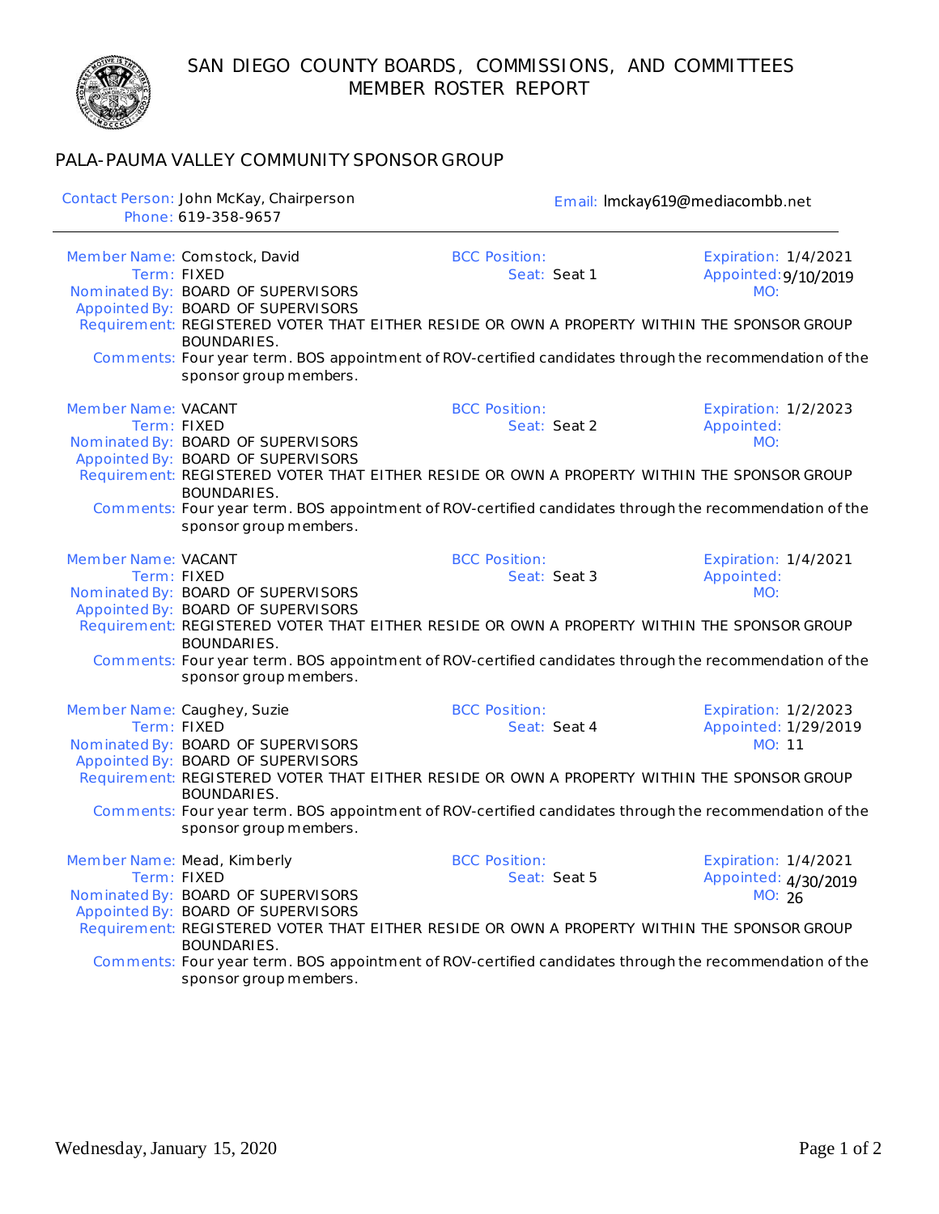# SAN DIEGO COUNTY BOARDS, COMMISSIONS, AND COMMITTEES
## MEMBER ROSTER REPORT

### PALA-PAUMA VALLEY COMMUNITY SPONSOR GROUP

**Contact Person:** John McKay, Chairperson
**Phone:** 619-358-9657
**Email:** lmckay619@mediacombb.net

---

**Member Name:** Comstock, David
**Term:** FIXED
**Nominated By:** BOARD OF SUPERVISORS
**Appointed By:** BOARD OF SUPERVISORS
**BCC Position:**
**Seat:** Seat 1
**Expiration:** 1/4/2021
**Appointed:** 9/10/2019
**MO:**
**Requirement:** REGISTERED VOTER THAT EITHER RESIDE OR OWN A PROPERTY WITHIN THE SPONSOR GROUP BOUNDARIES.
**Comments:** Four year term. BOS appointment of ROV-certified candidates through the recommendation of the sponsor group members.

**Member Name:** VACANT
**Term:** FIXED
**Nominated By:** BOARD OF SUPERVISORS
**Appointed By:** BOARD OF SUPERVISORS
**BCC Position:**
**Seat:** Seat 2
**Expiration:** 1/2/2023
**Appointed:**
**MO:**
**Requirement:** REGISTERED VOTER THAT EITHER RESIDE OR OWN A PROPERTY WITHIN THE SPONSOR GROUP BOUNDARIES.
**Comments:** Four year term. BOS appointment of ROV-certified candidates through the recommendation of the sponsor group members.

**Member Name:** VACANT
**Term:** FIXED
**Nominated By:** BOARD OF SUPERVISORS
**Appointed By:** BOARD OF SUPERVISORS
**BCC Position:**
**Seat:** Seat 3
**Expiration:** 1/4/2021
**Appointed:**
**MO:**
**Requirement:** REGISTERED VOTER THAT EITHER RESIDE OR OWN A PROPERTY WITHIN THE SPONSOR GROUP BOUNDARIES.
**Comments:** Four year term. BOS appointment of ROV-certified candidates through the recommendation of the sponsor group members.

**Member Name:** Caughey, Suzie
**Term:** FIXED
**Nominated By:** BOARD OF SUPERVISORS
**Appointed By:** BOARD OF SUPERVISORS
**BCC Position:**
**Seat:** Seat 4
**Expiration:** 1/2/2023
**Appointed:** 1/29/2019
**MO:** 11
**Requirement:** REGISTERED VOTER THAT EITHER RESIDE OR OWN A PROPERTY WITHIN THE SPONSOR GROUP BOUNDARIES.
**Comments:** Four year term. BOS appointment of ROV-certified candidates through the recommendation of the sponsor group members.

**Member Name:** Mead, Kimberly
**Term:** FIXED
**Nominated By:** BOARD OF SUPERVISORS
**Appointed By:** BOARD OF SUPERVISORS
**BCC Position:**
**Seat:** Seat 5
**Expiration:** 1/4/2021
**Appointed:** 4/30/2019
**MO:** 26
**Requirement:** REGISTERED VOTER THAT EITHER RESIDE OR OWN A PROPERTY WITHIN THE SPONSOR GROUP BOUNDARIES.
**Comments:** Four year term. BOS appointment of ROV-certified candidates through the recommendation of the sponsor group members.

Wednesday, January 15, 2020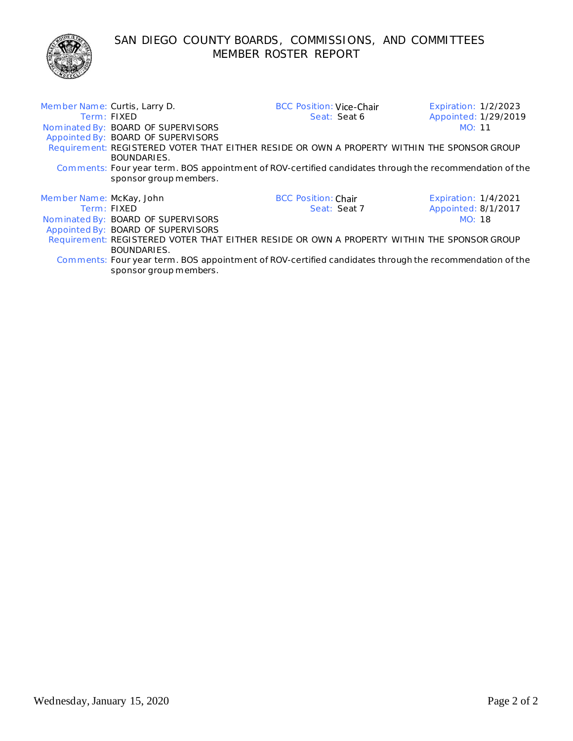# SAN DIEGO COUNTY BOARDS, COMMISSIONS, AND COMMITTEES
## MEMBER ROSTER REPORT

**Member Name:** Curtis, Larry D.
**BCC Position:** Vice-Chair
**Expiration:** 1/2/2023
**Term:** FIXED
**Seat:** Seat 6
**Appointed:** 1/29/2019
**Nominated By:** BOARD OF SUPERVISORS
**MO:** 11
**Appointed By:** BOARD OF SUPERVISORS
**Requirement:** REGISTERED VOTER THAT EITHER RESIDE OR OWN A PROPERTY WITHIN THE SPONSOR GROUP BOUNDARIES.
**Comments:** Four year term. BOS appointment of ROV-certified candidates through the recommendation of the sponsor group members.

**Member Name:** McKay, John
**BCC Position:** Chair
**Expiration:** 1/4/2021
**Term:** FIXED
**Seat:** Seat 7
**Appointed:** 8/1/2017
**Nominated By:** BOARD OF SUPERVISORS
**MO:** 18
**Appointed By:** BOARD OF SUPERVISORS
**Requirement:** REGISTERED VOTER THAT EITHER RESIDE OR OWN A PROPERTY WITHIN THE SPONSOR GROUP BOUNDARIES.
**Comments:** Four year term. BOS appointment of ROV-certified candidates through the recommendation of the sponsor group members.

Wednesday, January 15, 2020